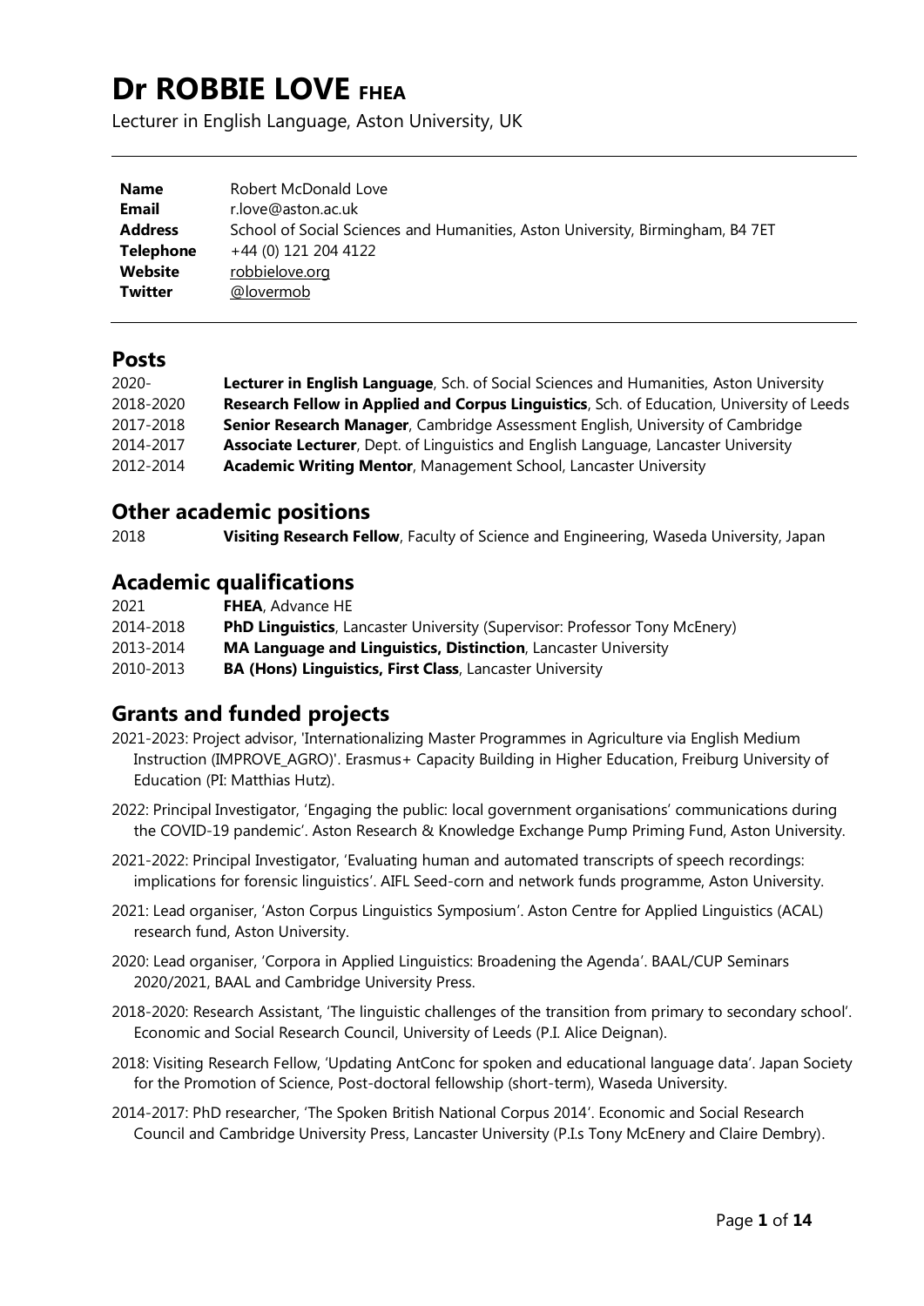# Dr ROBBIE LOVE FHEA

Lecturer in English Language, Aston University, UK

| | |
|---|---|
| **Name** | Robert McDonald Love |
| **Email** | r.love@aston.ac.uk |
| **Address** | School of Social Sciences and Humanities, Aston University, Birmingham, B4 7ET |
| **Telephone** | +44 (0) 121 204 4122 |
| **Website** | robbielove.org |
| **Twitter** | @lovermob |

## Posts

| | |
|---|---|
| 2020- | **Lecturer in English Language**, Sch. of Social Sciences and Humanities, Aston University |
| 2018-2020 | **Research Fellow in Applied and Corpus Linguistics**, Sch. of Education, University of Leeds |
| 2017-2018 | **Senior Research Manager**, Cambridge Assessment English, University of Cambridge |
| 2014-2017 | **Associate Lecturer**, Dept. of Linguistics and English Language, Lancaster University |
| 2012-2014 | **Academic Writing Mentor**, Management School, Lancaster University |

## Other academic positions

| | |
|---|---|
| 2018 | **Visiting Research Fellow**, Faculty of Science and Engineering, Waseda University, Japan |

## Academic qualifications

| | |
|---|---|
| 2021 | **FHEA**, Advance HE |
| 2014-2018 | **PhD Linguistics**, Lancaster University (Supervisor: Professor Tony McEnery) |
| 2013-2014 | **MA Language and Linguistics, Distinction**, Lancaster University |
| 2010-2013 | **BA (Hons) Linguistics, First Class**, Lancaster University |

## Grants and funded projects

2021-2023: Project advisor, 'Internationalizing Master Programmes in Agriculture via English Medium Instruction (IMPROVE_AGRO)'. Erasmus+ Capacity Building in Higher Education, Freiburg University of Education (PI: Matthias Hutz).

2022: Principal Investigator, 'Engaging the public: local government organisations' communications during the COVID-19 pandemic'. Aston Research & Knowledge Exchange Pump Priming Fund, Aston University.

2021-2022: Principal Investigator, 'Evaluating human and automated transcripts of speech recordings: implications for forensic linguistics'. AIFL Seed-corn and network funds programme, Aston University.

2021: Lead organiser, 'Aston Corpus Linguistics Symposium'. Aston Centre for Applied Linguistics (ACAL) research fund, Aston University.

2020: Lead organiser, 'Corpora in Applied Linguistics: Broadening the Agenda'. BAAL/CUP Seminars 2020/2021, BAAL and Cambridge University Press.

2018-2020: Research Assistant, 'The linguistic challenges of the transition from primary to secondary school'. Economic and Social Research Council, University of Leeds (P.I. Alice Deignan).

2018: Visiting Research Fellow, 'Updating AntConc for spoken and educational language data'. Japan Society for the Promotion of Science, Post-doctoral fellowship (short-term), Waseda University.

2014-2017: PhD researcher, 'The Spoken British National Corpus 2014'. Economic and Social Research Council and Cambridge University Press, Lancaster University (P.I.s Tony McEnery and Claire Dembry).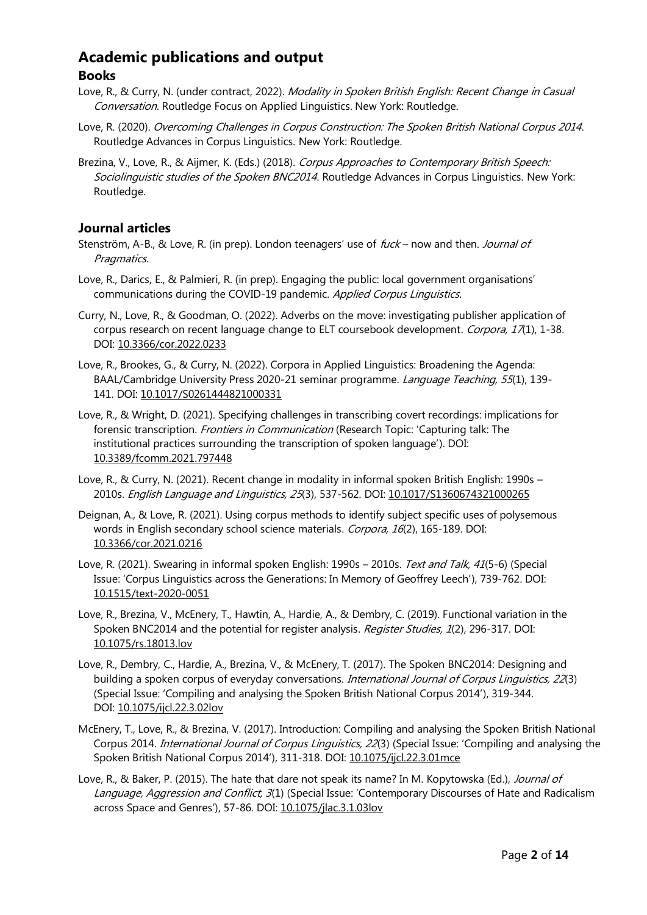# Academic publications and output

## Books

Love, R., & Curry, N. (under contract, 2022). *Modality in Spoken British English: Recent Change in Casual Conversation*. Routledge Focus on Applied Linguistics. New York: Routledge.

Love, R. (2020). *Overcoming Challenges in Corpus Construction: The Spoken British National Corpus 2014*. Routledge Advances in Corpus Linguistics. New York: Routledge.

Brezina, V., Love, R., & Aijmer, K. (Eds.) (2018). *Corpus Approaches to Contemporary British Speech: Sociolinguistic studies of the Spoken BNC2014*. Routledge Advances in Corpus Linguistics. New York: Routledge.

## Journal articles

Stenström, A-B., & Love, R. (in prep). London teenagers' use of *fuck* – now and then. *Journal of Pragmatics*.

Love, R., Darics, E., & Palmieri, R. (in prep). Engaging the public: local government organisations' communications during the COVID-19 pandemic. *Applied Corpus Linguistics*.

Curry, N., Love, R., & Goodman, O. (2022). Adverbs on the move: investigating publisher application of corpus research on recent language change to ELT coursebook development. *Corpora, 17*(1), 1-38. DOI: 10.3366/cor.2022.0233

Love, R., Brookes, G., & Curry, N. (2022). Corpora in Applied Linguistics: Broadening the Agenda: BAAL/Cambridge University Press 2020-21 seminar programme. *Language Teaching, 55*(1), 139-141. DOI: 10.1017/S0261444821000331

Love, R., & Wright, D. (2021). Specifying challenges in transcribing covert recordings: implications for forensic transcription. *Frontiers in Communication* (Research Topic: 'Capturing talk: The institutional practices surrounding the transcription of spoken language'). DOI: 10.3389/fcomm.2021.797448

Love, R., & Curry, N. (2021). Recent change in modality in informal spoken British English: 1990s – 2010s. *English Language and Linguistics, 25*(3), 537-562. DOI: 10.1017/S1360674321000265

Deignan, A., & Love, R. (2021). Using corpus methods to identify subject specific uses of polysemous words in English secondary school science materials. *Corpora, 16*(2), 165-189. DOI: 10.3366/cor.2021.0216

Love, R. (2021). Swearing in informal spoken English: 1990s – 2010s. *Text and Talk, 41*(5-6) (Special Issue: 'Corpus Linguistics across the Generations: In Memory of Geoffrey Leech'), 739-762. DOI: 10.1515/text-2020-0051

Love, R., Brezina, V., McEnery, T., Hawtin, A., Hardie, A., & Dembry, C. (2019). Functional variation in the Spoken BNC2014 and the potential for register analysis. *Register Studies, 1*(2), 296-317. DOI: 10.1075/rs.18013.lov

Love, R., Dembry, C., Hardie, A., Brezina, V., & McEnery, T. (2017). The Spoken BNC2014: Designing and building a spoken corpus of everyday conversations. *International Journal of Corpus Linguistics, 22*(3) (Special Issue: 'Compiling and analysing the Spoken British National Corpus 2014'), 319-344. DOI: 10.1075/ijcl.22.3.02lov

McEnery, T., Love, R., & Brezina, V. (2017). Introduction: Compiling and analysing the Spoken British National Corpus 2014. *International Journal of Corpus Linguistics, 22*(3) (Special Issue: 'Compiling and analysing the Spoken British National Corpus 2014'), 311-318. DOI: 10.1075/ijcl.22.3.01mce

Love, R., & Baker, P. (2015). The hate that dare not speak its name? In M. Kopytowska (Ed.), *Journal of Language, Aggression and Conflict, 3*(1) (Special Issue: 'Contemporary Discourses of Hate and Radicalism across Space and Genres'), 57-86. DOI: 10.1075/jlac.3.1.03lov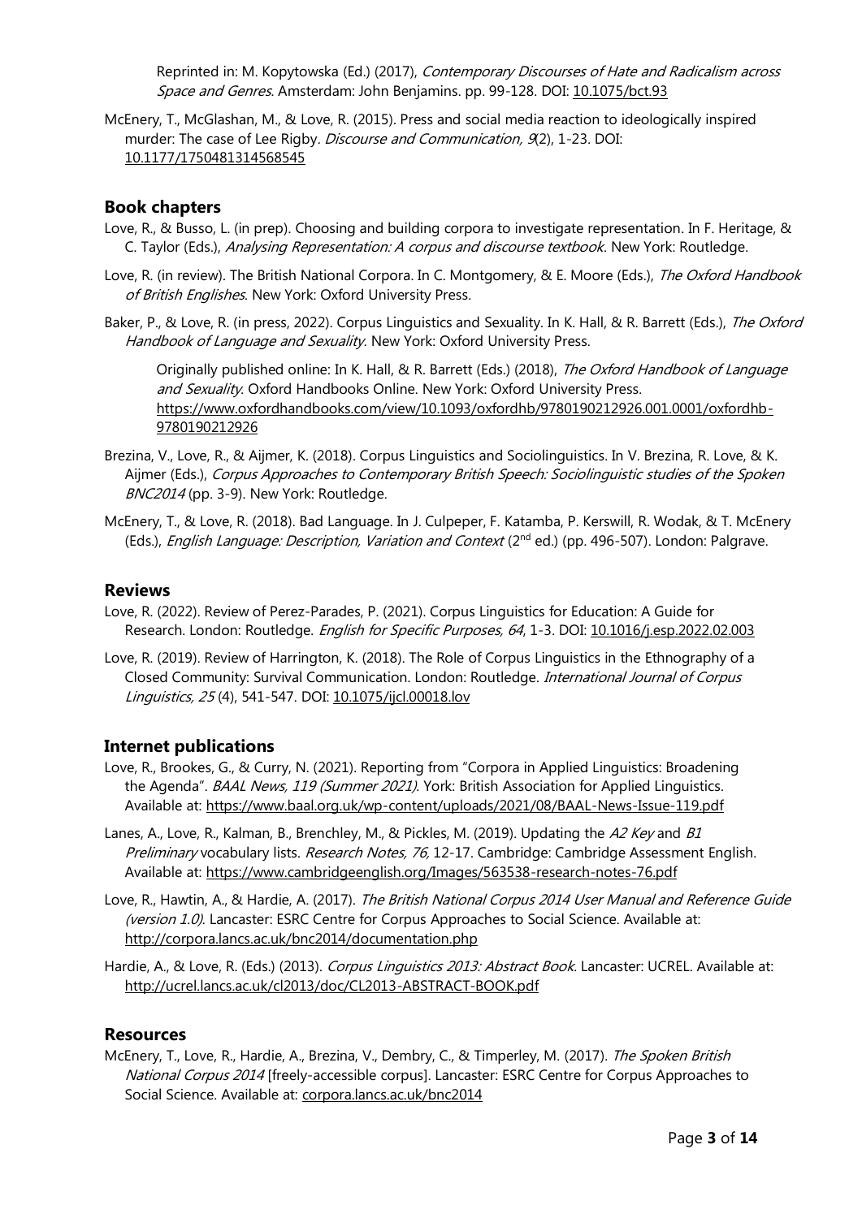Reprinted in: M. Kopytowska (Ed.) (2017), *Contemporary Discourses of Hate and Radicalism across Space and Genres*. Amsterdam: John Benjamins. pp. 99-128. DOI: 10.1075/bct.93

McEnery, T., McGlashan, M., & Love, R. (2015). Press and social media reaction to ideologically inspired murder: The case of Lee Rigby. *Discourse and Communication, 9*(2), 1-23. DOI: 10.1177/1750481314568545

## Book chapters

Love, R., & Busso, L. (in prep). Choosing and building corpora to investigate representation. In F. Heritage, & C. Taylor (Eds.), *Analysing Representation: A corpus and discourse textbook*. New York: Routledge.

Love, R. (in review). The British National Corpora. In C. Montgomery, & E. Moore (Eds.), *The Oxford Handbook of British Englishes*. New York: Oxford University Press.

Baker, P., & Love, R. (in press, 2022). Corpus Linguistics and Sexuality. In K. Hall, & R. Barrett (Eds.), *The Oxford Handbook of Language and Sexuality*. New York: Oxford University Press.

Originally published online: In K. Hall, & R. Barrett (Eds.) (2018), *The Oxford Handbook of Language and Sexuality*. Oxford Handbooks Online. New York: Oxford University Press. https://www.oxfordhandbooks.com/view/10.1093/oxfordhb/9780190212926.001.0001/oxfordhb-9780190212926

Brezina, V., Love, R., & Aijmer, K. (2018). Corpus Linguistics and Sociolinguistics. In V. Brezina, R. Love, & K. Aijmer (Eds.), *Corpus Approaches to Contemporary British Speech: Sociolinguistic studies of the Spoken BNC2014* (pp. 3-9). New York: Routledge.

McEnery, T., & Love, R. (2018). Bad Language. In J. Culpeper, F. Katamba, P. Kerswill, R. Wodak, & T. McEnery (Eds.), *English Language: Description, Variation and Context* (2nd ed.) (pp. 496-507). London: Palgrave.

## Reviews

Love, R. (2022). Review of Perez-Parades, P. (2021). Corpus Linguistics for Education: A Guide for Research. London: Routledge. *English for Specific Purposes, 64*, 1-3. DOI: 10.1016/j.esp.2022.02.003

Love, R. (2019). Review of Harrington, K. (2018). The Role of Corpus Linguistics in the Ethnography of a Closed Community: Survival Communication. London: Routledge. *International Journal of Corpus Linguistics, 25* (4), 541-547. DOI: 10.1075/ijcl.00018.lov

## Internet publications

Love, R., Brookes, G., & Curry, N. (2021). Reporting from "Corpora in Applied Linguistics: Broadening the Agenda". *BAAL News, 119 (Summer 2021)*. York: British Association for Applied Linguistics. Available at: https://www.baal.org.uk/wp-content/uploads/2021/08/BAAL-News-Issue-119.pdf

Lanes, A., Love, R., Kalman, B., Brenchley, M., & Pickles, M. (2019). Updating the *A2 Key* and *B1 Preliminary* vocabulary lists. *Research Notes, 76,* 12-17. Cambridge: Cambridge Assessment English. Available at: https://www.cambridgeenglish.org/Images/563538-research-notes-76.pdf

Love, R., Hawtin, A., & Hardie, A. (2017). *The British National Corpus 2014 User Manual and Reference Guide (version 1.0)*. Lancaster: ESRC Centre for Corpus Approaches to Social Science. Available at: http://corpora.lancs.ac.uk/bnc2014/documentation.php

Hardie, A., & Love, R. (Eds.) (2013). *Corpus Linguistics 2013: Abstract Book*. Lancaster: UCREL. Available at: http://ucrel.lancs.ac.uk/cl2013/doc/CL2013-ABSTRACT-BOOK.pdf

## Resources

McEnery, T., Love, R., Hardie, A., Brezina, V., Dembry, C., & Timperley, M. (2017). *The Spoken British National Corpus 2014* [freely-accessible corpus]. Lancaster: ESRC Centre for Corpus Approaches to Social Science. Available at: corpora.lancs.ac.uk/bnc2014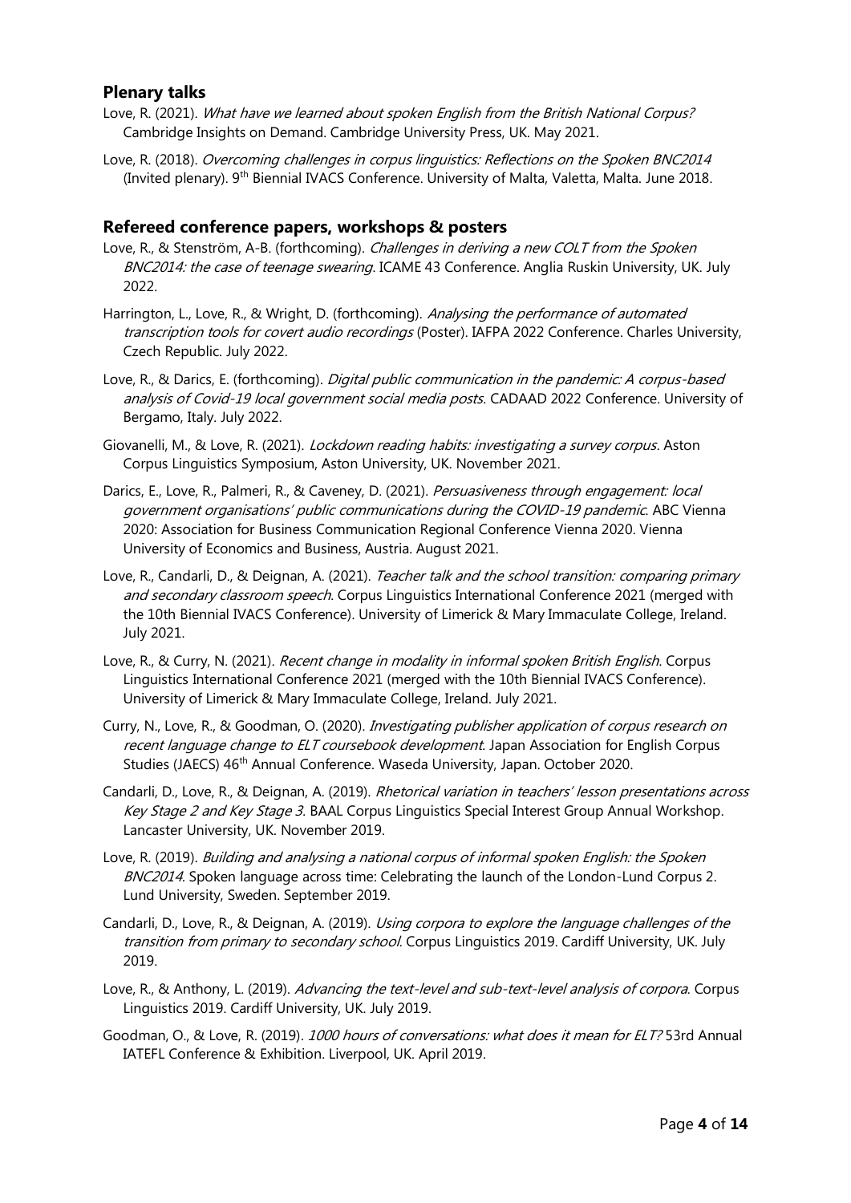## Plenary talks

Love, R. (2021). *What have we learned about spoken English from the British National Corpus?* Cambridge Insights on Demand. Cambridge University Press, UK. May 2021.

Love, R. (2018). *Overcoming challenges in corpus linguistics: Reflections on the Spoken BNC2014* (Invited plenary). 9th Biennial IVACS Conference. University of Malta, Valetta, Malta. June 2018.

## Refereed conference papers, workshops & posters

Love, R., & Stenström, A-B. (forthcoming). *Challenges in deriving a new COLT from the Spoken BNC2014: the case of teenage swearing*. ICAME 43 Conference. Anglia Ruskin University, UK. July 2022.

Harrington, L., Love, R., & Wright, D. (forthcoming). *Analysing the performance of automated transcription tools for covert audio recordings* (Poster). IAFPA 2022 Conference. Charles University, Czech Republic. July 2022.

Love, R., & Darics, E. (forthcoming). *Digital public communication in the pandemic: A corpus-based analysis of Covid-19 local government social media posts*. CADAAD 2022 Conference. University of Bergamo, Italy. July 2022.

Giovanelli, M., & Love, R. (2021). *Lockdown reading habits: investigating a survey corpus*. Aston Corpus Linguistics Symposium, Aston University, UK. November 2021.

Darics, E., Love, R., Palmeri, R., & Caveney, D. (2021). *Persuasiveness through engagement: local government organisations' public communications during the COVID-19 pandemic*. ABC Vienna 2020: Association for Business Communication Regional Conference Vienna 2020. Vienna University of Economics and Business, Austria. August 2021.

Love, R., Candarli, D., & Deignan, A. (2021). *Teacher talk and the school transition: comparing primary and secondary classroom speech*. Corpus Linguistics International Conference 2021 (merged with the 10th Biennial IVACS Conference). University of Limerick & Mary Immaculate College, Ireland. July 2021.

Love, R., & Curry, N. (2021). *Recent change in modality in informal spoken British English*. Corpus Linguistics International Conference 2021 (merged with the 10th Biennial IVACS Conference). University of Limerick & Mary Immaculate College, Ireland. July 2021.

Curry, N., Love, R., & Goodman, O. (2020). *Investigating publisher application of corpus research on recent language change to ELT coursebook development*. Japan Association for English Corpus Studies (JAECS) 46th Annual Conference. Waseda University, Japan. October 2020.

Candarli, D., Love, R., & Deignan, A. (2019). *Rhetorical variation in teachers' lesson presentations across Key Stage 2 and Key Stage 3*. BAAL Corpus Linguistics Special Interest Group Annual Workshop. Lancaster University, UK. November 2019.

Love, R. (2019). *Building and analysing a national corpus of informal spoken English: the Spoken BNC2014*. Spoken language across time: Celebrating the launch of the London-Lund Corpus 2. Lund University, Sweden. September 2019.

Candarli, D., Love, R., & Deignan, A. (2019). *Using corpora to explore the language challenges of the transition from primary to secondary school*. Corpus Linguistics 2019. Cardiff University, UK. July 2019.

Love, R., & Anthony, L. (2019). *Advancing the text-level and sub-text-level analysis of corpora*. Corpus Linguistics 2019. Cardiff University, UK. July 2019.

Goodman, O., & Love, R. (2019). *1000 hours of conversations: what does it mean for ELT?* 53rd Annual IATEFL Conference & Exhibition. Liverpool, UK. April 2019.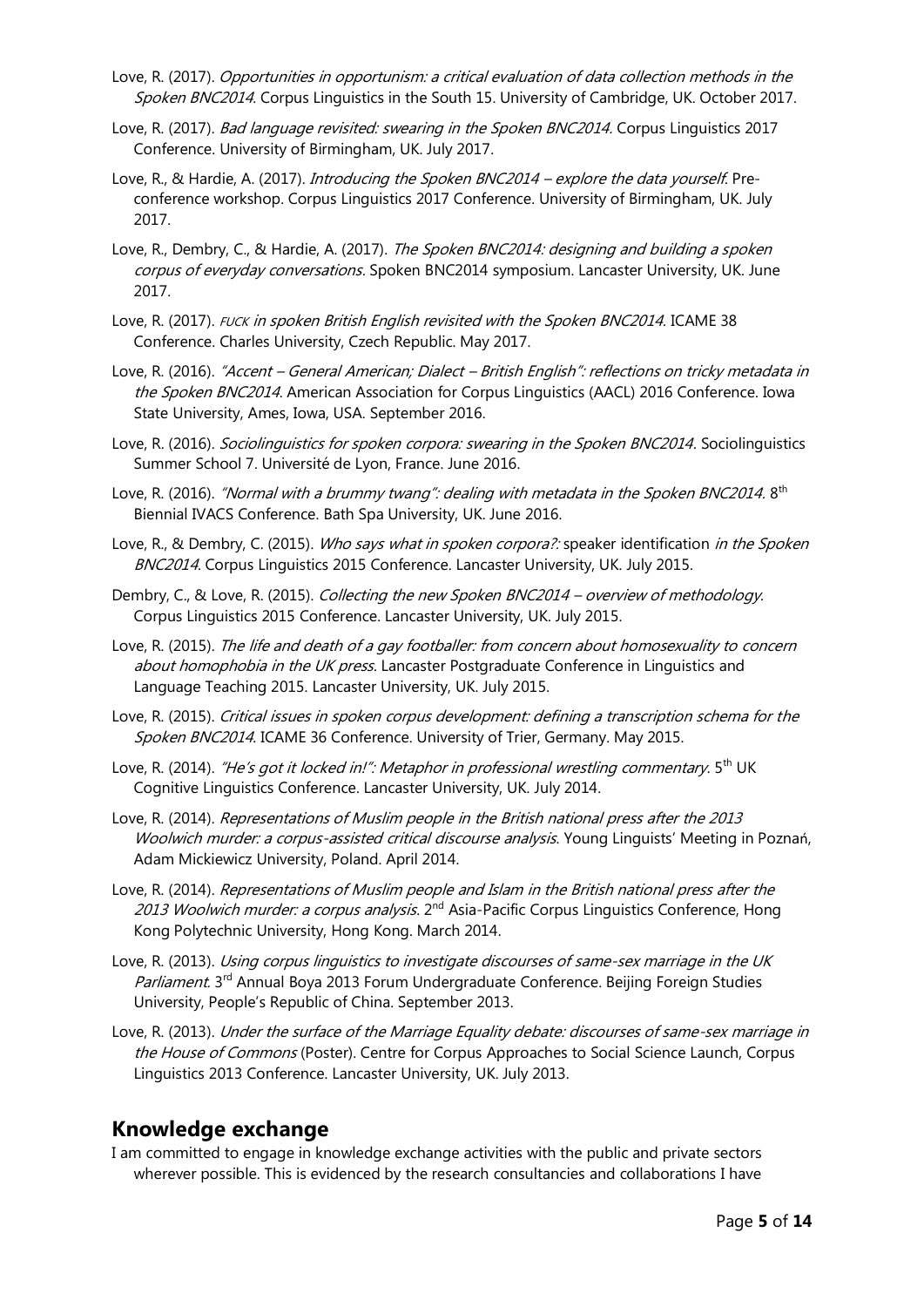Love, R. (2017). *Opportunities in opportunism: a critical evaluation of data collection methods in the Spoken BNC2014*. Corpus Linguistics in the South 15. University of Cambridge, UK. October 2017.

Love, R. (2017). *Bad language revisited: swearing in the Spoken BNC2014*. Corpus Linguistics 2017 Conference. University of Birmingham, UK. July 2017.

Love, R., & Hardie, A. (2017). *Introducing the Spoken BNC2014 – explore the data yourself*. Pre-conference workshop. Corpus Linguistics 2017 Conference. University of Birmingham, UK. July 2017.

Love, R., Dembry, C., & Hardie, A. (2017). *The Spoken BNC2014: designing and building a spoken corpus of everyday conversations*. Spoken BNC2014 symposium. Lancaster University, UK. June 2017.

Love, R. (2017). *FUCK in spoken British English revisited with the Spoken BNC2014*. ICAME 38 Conference. Charles University, Czech Republic. May 2017.

Love, R. (2016). *"Accent – General American; Dialect – British English": reflections on tricky metadata in the Spoken BNC2014*. American Association for Corpus Linguistics (AACL) 2016 Conference. Iowa State University, Ames, Iowa, USA. September 2016.

Love, R. (2016). *Sociolinguistics for spoken corpora: swearing in the Spoken BNC2014*. Sociolinguistics Summer School 7. Université de Lyon, France. June 2016.

Love, R. (2016). *"Normal with a brummy twang": dealing with metadata in the Spoken BNC2014*. 8th Biennial IVACS Conference. Bath Spa University, UK. June 2016.

Love, R., & Dembry, C. (2015). *Who says what in spoken corpora?:* speaker identification *in the Spoken BNC2014*. Corpus Linguistics 2015 Conference. Lancaster University, UK. July 2015.

Dembry, C., & Love, R. (2015). *Collecting the new Spoken BNC2014 – overview of methodology*. Corpus Linguistics 2015 Conference. Lancaster University, UK. July 2015.

Love, R. (2015). *The life and death of a gay footballer: from concern about homosexuality to concern about homophobia in the UK press*. Lancaster Postgraduate Conference in Linguistics and Language Teaching 2015. Lancaster University, UK. July 2015.

Love, R. (2015). *Critical issues in spoken corpus development: defining a transcription schema for the Spoken BNC2014*. ICAME 36 Conference. University of Trier, Germany. May 2015.

Love, R. (2014). *"He's got it locked in!": Metaphor in professional wrestling commentary*. 5th UK Cognitive Linguistics Conference. Lancaster University, UK. July 2014.

Love, R. (2014). *Representations of Muslim people in the British national press after the 2013 Woolwich murder: a corpus-assisted critical discourse analysis*. Young Linguists' Meeting in Poznań, Adam Mickiewicz University, Poland. April 2014.

Love, R. (2014). *Representations of Muslim people and Islam in the British national press after the 2013 Woolwich murder: a corpus analysis*. 2nd Asia-Pacific Corpus Linguistics Conference, Hong Kong Polytechnic University, Hong Kong. March 2014.

Love, R. (2013). *Using corpus linguistics to investigate discourses of same-sex marriage in the UK Parliament*. 3rd Annual Boya 2013 Forum Undergraduate Conference. Beijing Foreign Studies University, People's Republic of China. September 2013.

Love, R. (2013). *Under the surface of the Marriage Equality debate: discourses of same-sex marriage in the House of Commons* (Poster). Centre for Corpus Approaches to Social Science Launch, Corpus Linguistics 2013 Conference. Lancaster University, UK. July 2013.

## Knowledge exchange

I am committed to engage in knowledge exchange activities with the public and private sectors wherever possible. This is evidenced by the research consultancies and collaborations I have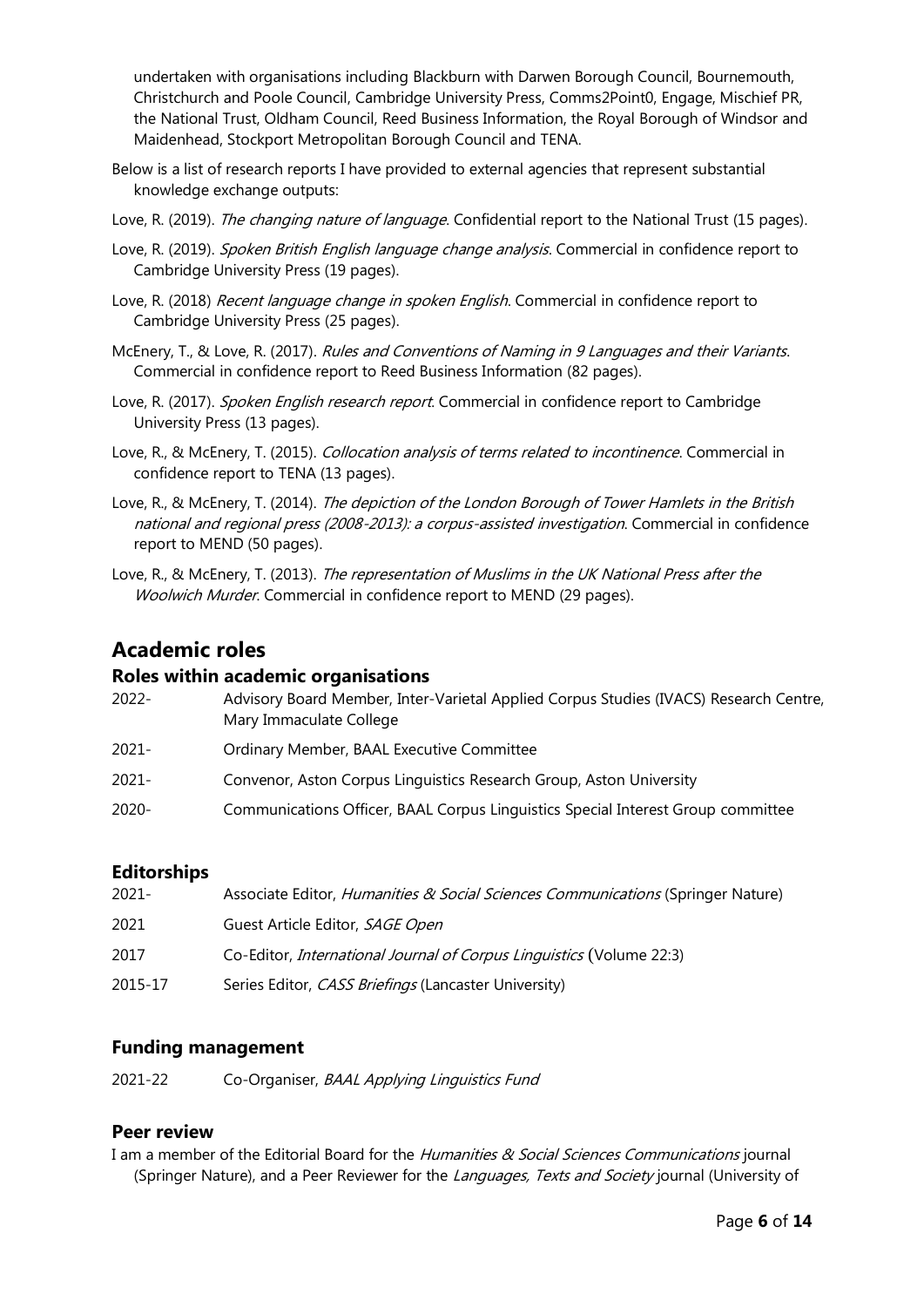undertaken with organisations including Blackburn with Darwen Borough Council, Bournemouth, Christchurch and Poole Council, Cambridge University Press, Comms2Point0, Engage, Mischief PR, the National Trust, Oldham Council, Reed Business Information, the Royal Borough of Windsor and Maidenhead, Stockport Metropolitan Borough Council and TENA.

Below is a list of research reports I have provided to external agencies that represent substantial knowledge exchange outputs:

Love, R. (2019). *The changing nature of language*. Confidential report to the National Trust (15 pages).

Love, R. (2019). *Spoken British English language change analysis*. Commercial in confidence report to Cambridge University Press (19 pages).

Love, R. (2018) *Recent language change in spoken English*. Commercial in confidence report to Cambridge University Press (25 pages).

McEnery, T., & Love, R. (2017). *Rules and Conventions of Naming in 9 Languages and their Variants*. Commercial in confidence report to Reed Business Information (82 pages).

Love, R. (2017). *Spoken English research report*. Commercial in confidence report to Cambridge University Press (13 pages).

Love, R., & McEnery, T. (2015). *Collocation analysis of terms related to incontinence*. Commercial in confidence report to TENA (13 pages).

Love, R., & McEnery, T. (2014). *The depiction of the London Borough of Tower Hamlets in the British national and regional press (2008-2013): a corpus-assisted investigation*. Commercial in confidence report to MEND (50 pages).

Love, R., & McEnery, T. (2013). *The representation of Muslims in the UK National Press after the Woolwich Murder*. Commercial in confidence report to MEND (29 pages).

## Academic roles

### Roles within academic organisations

2022- Advisory Board Member, Inter-Varietal Applied Corpus Studies (IVACS) Research Centre, Mary Immaculate College

2021- Ordinary Member, BAAL Executive Committee

2021- Convenor, Aston Corpus Linguistics Research Group, Aston University

2020- Communications Officer, BAAL Corpus Linguistics Special Interest Group committee

### Editorships

2021- Associate Editor, *Humanities & Social Sciences Communications* (Springer Nature)

2021 Guest Article Editor, *SAGE Open*

2017 Co-Editor, *International Journal of Corpus Linguistics* (Volume 22:3)

2015-17 Series Editor, *CASS Briefings* (Lancaster University)

### Funding management

2021-22 Co-Organiser, *BAAL Applying Linguistics Fund*

### Peer review

I am a member of the Editorial Board for the *Humanities & Social Sciences Communications* journal (Springer Nature), and a Peer Reviewer for the *Languages, Texts and Society* journal (University of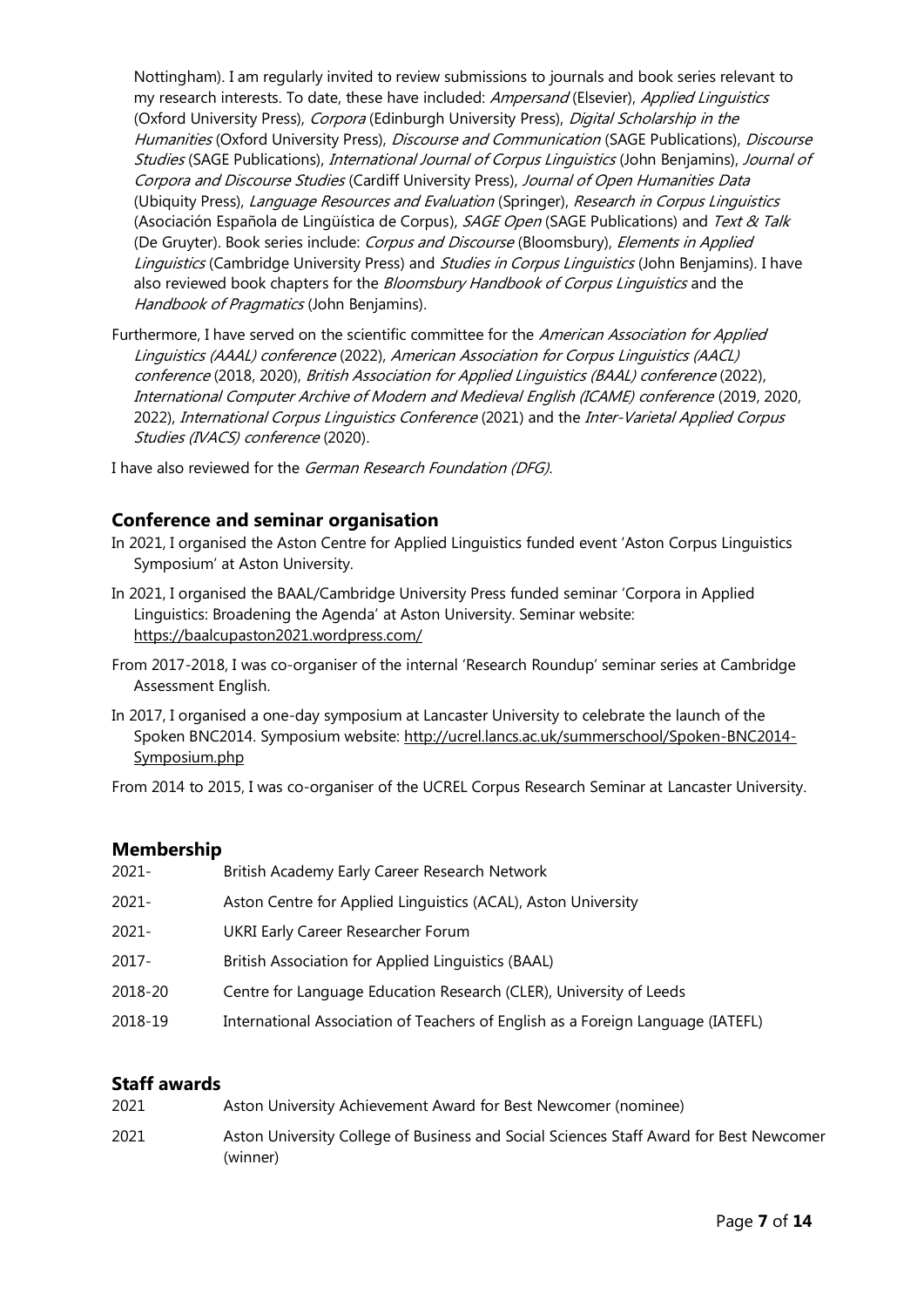Nottingham). I am regularly invited to review submissions to journals and book series relevant to my research interests. To date, these have included: *Ampersand* (Elsevier), *Applied Linguistics* (Oxford University Press), *Corpora* (Edinburgh University Press), *Digital Scholarship in the Humanities* (Oxford University Press), *Discourse and Communication* (SAGE Publications), *Discourse Studies* (SAGE Publications), *International Journal of Corpus Linguistics* (John Benjamins), *Journal of Corpora and Discourse Studies* (Cardiff University Press), *Journal of Open Humanities Data* (Ubiquity Press), *Language Resources and Evaluation* (Springer), *Research in Corpus Linguistics* (Asociación Española de Lingüística de Corpus), *SAGE Open* (SAGE Publications) and *Text & Talk* (De Gruyter). Book series include: *Corpus and Discourse* (Bloomsbury), *Elements in Applied Linguistics* (Cambridge University Press) and *Studies in Corpus Linguistics* (John Benjamins). I have also reviewed book chapters for the *Bloomsbury Handbook of Corpus Linguistics* and the *Handbook of Pragmatics* (John Benjamins).

Furthermore, I have served on the scientific committee for the *American Association for Applied Linguistics (AAAL) conference* (2022), *American Association for Corpus Linguistics (AACL) conference* (2018, 2020), *British Association for Applied Linguistics (BAAL) conference* (2022), *International Computer Archive of Modern and Medieval English (ICAME) conference* (2019, 2020, 2022), *International Corpus Linguistics Conference* (2021) and the *Inter-Varietal Applied Corpus Studies (IVACS) conference* (2020).

I have also reviewed for the *German Research Foundation (DFG)*.

## Conference and seminar organisation

In 2021, I organised the Aston Centre for Applied Linguistics funded event 'Aston Corpus Linguistics Symposium' at Aston University.

In 2021, I organised the BAAL/Cambridge University Press funded seminar 'Corpora in Applied Linguistics: Broadening the Agenda' at Aston University. Seminar website: https://baalcupaston2021.wordpress.com/

From 2017-2018, I was co-organiser of the internal 'Research Roundup' seminar series at Cambridge Assessment English.

In 2017, I organised a one-day symposium at Lancaster University to celebrate the launch of the Spoken BNC2014. Symposium website: http://ucrel.lancs.ac.uk/summerschool/Spoken-BNC2014-Symposium.php

From 2014 to 2015, I was co-organiser of the UCREL Corpus Research Seminar at Lancaster University.

## Membership

| | |
|---|---|
| 2021- | British Academy Early Career Research Network |
| 2021- | Aston Centre for Applied Linguistics (ACAL), Aston University |
| 2021- | UKRI Early Career Researcher Forum |
| 2017- | British Association for Applied Linguistics (BAAL) |
| 2018-20 | Centre for Language Education Research (CLER), University of Leeds |
| 2018-19 | International Association of Teachers of English as a Foreign Language (IATEFL) |

## Staff awards

| | |
|---|---|
| 2021 | Aston University Achievement Award for Best Newcomer (nominee) |
| 2021 | Aston University College of Business and Social Sciences Staff Award for Best Newcomer (winner) |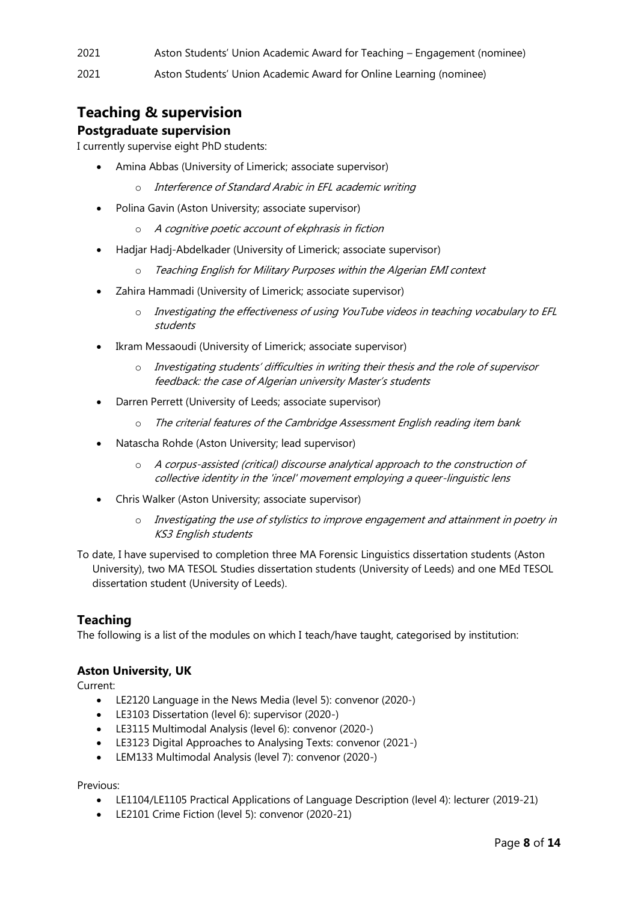2021 Aston Students' Union Academic Award for Teaching – Engagement (nominee)

2021 Aston Students' Union Academic Award for Online Learning (nominee)

# Teaching & supervision

## Postgraduate supervision

I currently supervise eight PhD students:

- Amina Abbas (University of Limerick; associate supervisor)
  - *Interference of Standard Arabic in EFL academic writing*
- Polina Gavin (Aston University; associate supervisor)
  - *A cognitive poetic account of ekphrasis in fiction*
- Hadjar Hadj-Abdelkader (University of Limerick; associate supervisor)
  - *Teaching English for Military Purposes within the Algerian EMI context*
- Zahira Hammadi (University of Limerick; associate supervisor)
  - *Investigating the effectiveness of using YouTube videos in teaching vocabulary to EFL students*
- Ikram Messaoudi (University of Limerick; associate supervisor)
  - *Investigating students' difficulties in writing their thesis and the role of supervisor feedback: the case of Algerian university Master's students*
- Darren Perrett (University of Leeds; associate supervisor)
  - *The criterial features of the Cambridge Assessment English reading item bank*
- Natascha Rohde (Aston University; lead supervisor)
  - *A corpus-assisted (critical) discourse analytical approach to the construction of collective identity in the 'incel' movement employing a queer-linguistic lens*
- Chris Walker (Aston University; associate supervisor)
  - *Investigating the use of stylistics to improve engagement and attainment in poetry in KS3 English students*

To date, I have supervised to completion three MA Forensic Linguistics dissertation students (Aston University), two MA TESOL Studies dissertation students (University of Leeds) and one MEd TESOL dissertation student (University of Leeds).

## Teaching

The following is a list of the modules on which I teach/have taught, categorised by institution:

### Aston University, UK

Current:

- LE2120 Language in the News Media (level 5): convenor (2020-)
- LE3103 Dissertation (level 6): supervisor (2020-)
- LE3115 Multimodal Analysis (level 6): convenor (2020-)
- LE3123 Digital Approaches to Analysing Texts: convenor (2021-)
- LEM133 Multimodal Analysis (level 7): convenor (2020-)

Previous:

- LE1104/LE1105 Practical Applications of Language Description (level 4): lecturer (2019-21)
- LE2101 Crime Fiction (level 5): convenor (2020-21)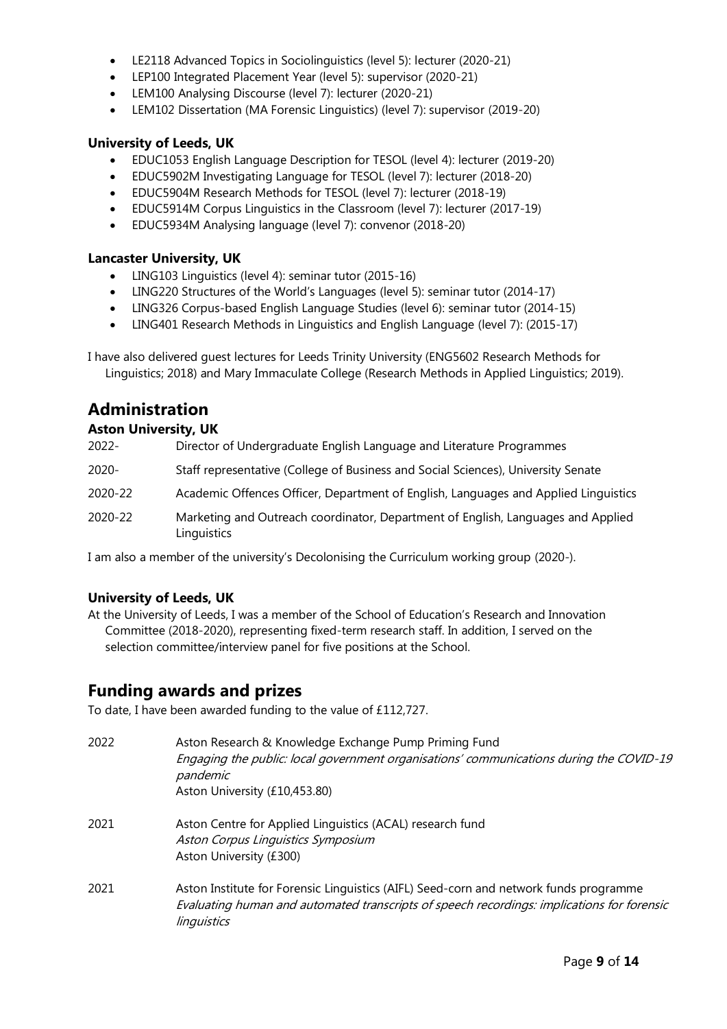- LE2118 Advanced Topics in Sociolinguistics (level 5): lecturer (2020-21)
- LEP100 Integrated Placement Year (level 5): supervisor (2020-21)
- LEM100 Analysing Discourse (level 7): lecturer (2020-21)
- LEM102 Dissertation (MA Forensic Linguistics) (level 7): supervisor (2019-20)

### University of Leeds, UK

- EDUC1053 English Language Description for TESOL (level 4): lecturer (2019-20)
- EDUC5902M Investigating Language for TESOL (level 7): lecturer (2018-20)
- EDUC5904M Research Methods for TESOL (level 7): lecturer (2018-19)
- EDUC5914M Corpus Linguistics in the Classroom (level 7): lecturer (2017-19)
- EDUC5934M Analysing language (level 7): convenor (2018-20)

### Lancaster University, UK

- LING103 Linguistics (level 4): seminar tutor (2015-16)
- LING220 Structures of the World's Languages (level 5): seminar tutor (2014-17)
- LING326 Corpus-based English Language Studies (level 6): seminar tutor (2014-15)
- LING401 Research Methods in Linguistics and English Language (level 7): (2015-17)

I have also delivered guest lectures for Leeds Trinity University (ENG5602 Research Methods for Linguistics; 2018) and Mary Immaculate College (Research Methods in Applied Linguistics; 2019).

## Administration

### Aston University, UK

| | |
|---|---|
| 2022- | Director of Undergraduate English Language and Literature Programmes |
| 2020- | Staff representative (College of Business and Social Sciences), University Senate |
| 2020-22 | Academic Offences Officer, Department of English, Languages and Applied Linguistics |
| 2020-22 | Marketing and Outreach coordinator, Department of English, Languages and Applied Linguistics |

I am also a member of the university's Decolonising the Curriculum working group (2020-).

### University of Leeds, UK

At the University of Leeds, I was a member of the School of Education's Research and Innovation Committee (2018-2020), representing fixed-term research staff. In addition, I served on the selection committee/interview panel for five positions at the School.

## Funding awards and prizes

To date, I have been awarded funding to the value of £112,727.

| | |
|---|---|
| 2022 | Aston Research & Knowledge Exchange Pump Priming Fund<br>*Engaging the public: local government organisations' communications during the COVID-19 pandemic*<br>Aston University (£10,453.80) |
| 2021 | Aston Centre for Applied Linguistics (ACAL) research fund<br>*Aston Corpus Linguistics Symposium*<br>Aston University (£300) |
| 2021 | Aston Institute for Forensic Linguistics (AIFL) Seed-corn and network funds programme<br>*Evaluating human and automated transcripts of speech recordings: implications for forensic linguistics* |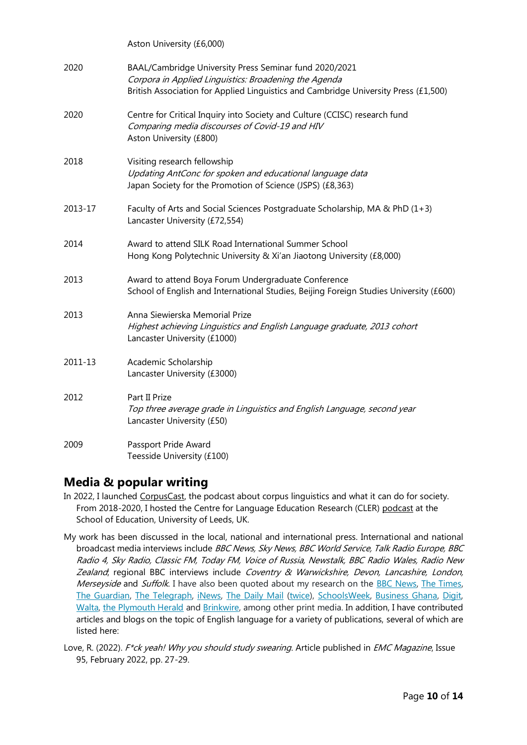Aston University (£6,000)

2020 BAAL/Cambridge University Press Seminar fund 2020/2021
*Corpora in Applied Linguistics: Broadening the Agenda*
British Association for Applied Linguistics and Cambridge University Press (£1,500)

2020 Centre for Critical Inquiry into Society and Culture (CCISC) research fund
*Comparing media discourses of Covid-19 and HIV*
Aston University (£800)

2018 Visiting research fellowship
*Updating AntConc for spoken and educational language data*
Japan Society for the Promotion of Science (JSPS) (£8,363)

2013-17 Faculty of Arts and Social Sciences Postgraduate Scholarship, MA & PhD (1+3)
Lancaster University (£72,554)

2014 Award to attend SILK Road International Summer School
Hong Kong Polytechnic University & Xi'an Jiaotong University (£8,000)

2013 Award to attend Boya Forum Undergraduate Conference
School of English and International Studies, Beijing Foreign Studies University (£600)

2013 Anna Siewierska Memorial Prize
*Highest achieving Linguistics and English Language graduate, 2013 cohort*
Lancaster University (£1000)

2011-13 Academic Scholarship
Lancaster University (£3000)

2012 Part II Prize
*Top three average grade in Linguistics and English Language, second year*
Lancaster University (£50)

2009 Passport Pride Award
Teesside University (£100)

## Media & popular writing

In 2022, I launched CorpusCast, the podcast about corpus linguistics and what it can do for society. From 2018-2020, I hosted the Centre for Language Education Research (CLER) podcast at the School of Education, University of Leeds, UK.

My work has been discussed in the local, national and international press. International and national broadcast media interviews include *BBC News, Sky News, BBC World Service, Talk Radio Europe, BBC Radio 4, Sky Radio, Classic FM, Today FM, Voice of Russia, Newstalk, BBC Radio Wales, Radio New Zealand*; regional BBC interviews include *Coventry & Warwickshire, Devon, Lancashire, London, Merseyside* and *Suffolk*. I have also been quoted about my research on the BBC News, The Times, The Guardian, The Telegraph, iNews, The Daily Mail (twice), SchoolsWeek, Business Ghana, Digit, Walta, the Plymouth Herald and Brinkwire, among other print media. In addition, I have contributed articles and blogs on the topic of English language for a variety of publications, several of which are listed here:

Love, R. (2022). *F*ck yeah! Why you should study swearing*. Article published in *EMC Magazine*, Issue 95, February 2022, pp. 27-29.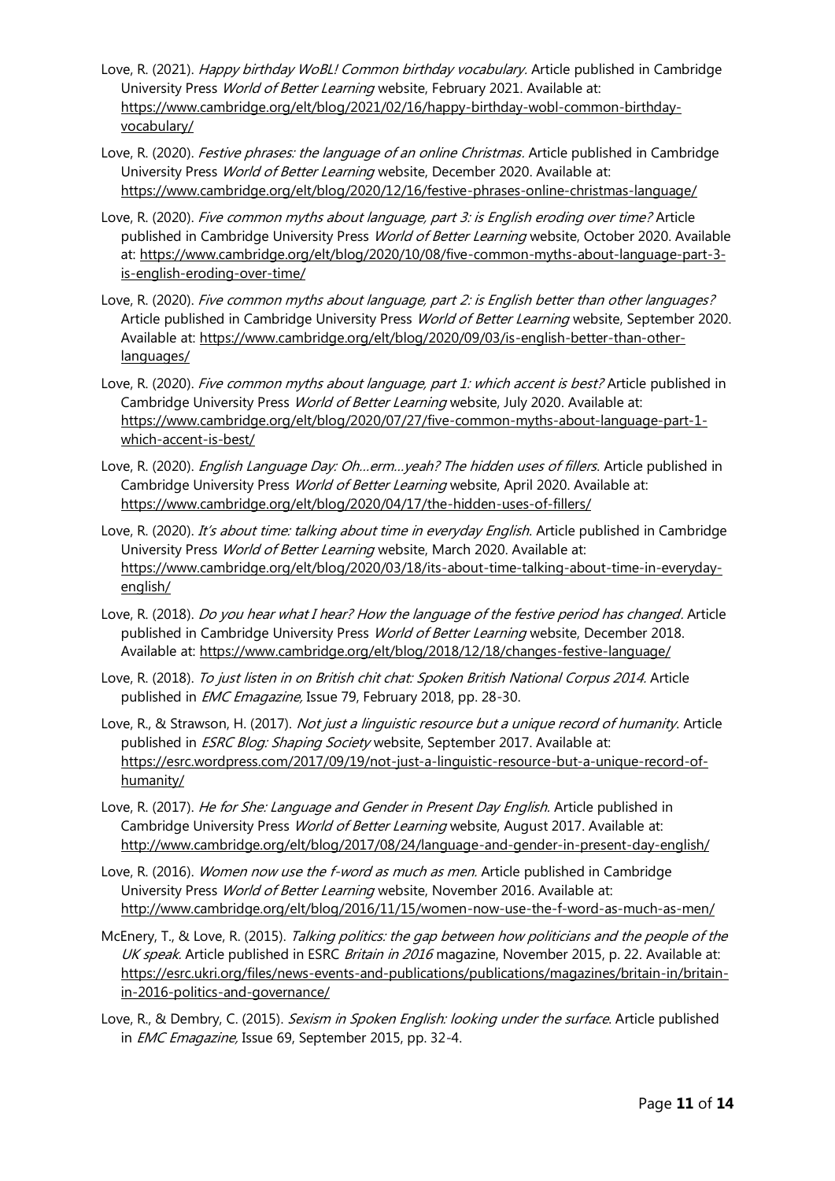Love, R. (2021). *Happy birthday WoBL! Common birthday vocabulary*. Article published in Cambridge University Press *World of Better Learning* website, February 2021. Available at: https://www.cambridge.org/elt/blog/2021/02/16/happy-birthday-wobl-common-birthday-vocabulary/

Love, R. (2020). *Festive phrases: the language of an online Christmas*. Article published in Cambridge University Press *World of Better Learning* website, December 2020. Available at: https://www.cambridge.org/elt/blog/2020/12/16/festive-phrases-online-christmas-language/

Love, R. (2020). *Five common myths about language, part 3: is English eroding over time?* Article published in Cambridge University Press *World of Better Learning* website, October 2020. Available at: https://www.cambridge.org/elt/blog/2020/10/08/five-common-myths-about-language-part-3-is-english-eroding-over-time/

Love, R. (2020). *Five common myths about language, part 2: is English better than other languages?* Article published in Cambridge University Press *World of Better Learning* website, September 2020. Available at: https://www.cambridge.org/elt/blog/2020/09/03/is-english-better-than-other-languages/

Love, R. (2020). *Five common myths about language, part 1: which accent is best?* Article published in Cambridge University Press *World of Better Learning* website, July 2020. Available at: https://www.cambridge.org/elt/blog/2020/07/27/five-common-myths-about-language-part-1-which-accent-is-best/

Love, R. (2020). *English Language Day: Oh…erm…yeah? The hidden uses of fillers*. Article published in Cambridge University Press *World of Better Learning* website, April 2020. Available at: https://www.cambridge.org/elt/blog/2020/04/17/the-hidden-uses-of-fillers/

Love, R. (2020). *It's about time: talking about time in everyday English*. Article published in Cambridge University Press *World of Better Learning* website, March 2020. Available at: https://www.cambridge.org/elt/blog/2020/03/18/its-about-time-talking-about-time-in-everyday-english/

Love, R. (2018). *Do you hear what I hear? How the language of the festive period has changed*. Article published in Cambridge University Press *World of Better Learning* website, December 2018. Available at: https://www.cambridge.org/elt/blog/2018/12/18/changes-festive-language/

Love, R. (2018). *To just listen in on British chit chat: Spoken British National Corpus 2014*. Article published in *EMC Emagazine*, Issue 79, February 2018, pp. 28-30.

Love, R., & Strawson, H. (2017). *Not just a linguistic resource but a unique record of humanity*. Article published in *ESRC Blog: Shaping Society* website, September 2017. Available at: https://esrc.wordpress.com/2017/09/19/not-just-a-linguistic-resource-but-a-unique-record-of-humanity/

Love, R. (2017). *He for She: Language and Gender in Present Day English*. Article published in Cambridge University Press *World of Better Learning* website, August 2017. Available at: http://www.cambridge.org/elt/blog/2017/08/24/language-and-gender-in-present-day-english/

Love, R. (2016). *Women now use the f-word as much as men*. Article published in Cambridge University Press *World of Better Learning* website, November 2016. Available at: http://www.cambridge.org/elt/blog/2016/11/15/women-now-use-the-f-word-as-much-as-men/

McEnery, T., & Love, R. (2015). *Talking politics: the gap between how politicians and the people of the UK speak*. Article published in ESRC *Britain in 2016* magazine, November 2015, p. 22. Available at: https://esrc.ukri.org/files/news-events-and-publications/publications/magazines/britain-in/britain-in-2016-politics-and-governance/

Love, R., & Dembry, C. (2015). *Sexism in Spoken English: looking under the surface*. Article published in *EMC Emagazine*, Issue 69, September 2015, pp. 32-4.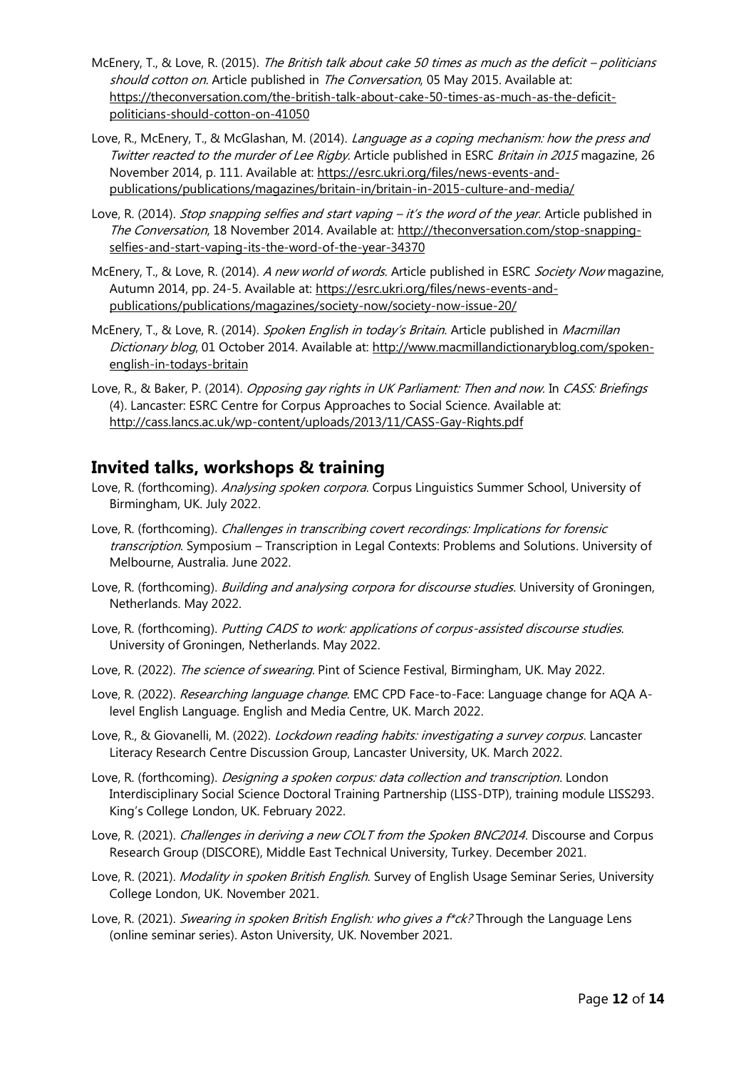McEnery, T., & Love, R. (2015). *The British talk about cake 50 times as much as the deficit – politicians should cotton on*. Article published in *The Conversation*, 05 May 2015. Available at: https://theconversation.com/the-british-talk-about-cake-50-times-as-much-as-the-deficit-politicians-should-cotton-on-41050

Love, R., McEnery, T., & McGlashan, M. (2014). *Language as a coping mechanism: how the press and Twitter reacted to the murder of Lee Rigby*. Article published in ESRC *Britain in 2015* magazine, 26 November 2014, p. 111. Available at: https://esrc.ukri.org/files/news-events-and-publications/publications/magazines/britain-in/britain-in-2015-culture-and-media/

Love, R. (2014). *Stop snapping selfies and start vaping – it's the word of the year*. Article published in *The Conversation*, 18 November 2014. Available at: http://theconversation.com/stop-snapping-selfies-and-start-vaping-its-the-word-of-the-year-34370

McEnery, T., & Love, R. (2014). *A new world of words*. Article published in ESRC *Society Now* magazine, Autumn 2014, pp. 24-5. Available at: https://esrc.ukri.org/files/news-events-and-publications/publications/magazines/society-now/society-now-issue-20/

McEnery, T., & Love, R. (2014). *Spoken English in today's Britain*. Article published in *Macmillan Dictionary blog*, 01 October 2014. Available at: http://www.macmillandictionaryblog.com/spoken-english-in-todays-britain

Love, R., & Baker, P. (2014). *Opposing gay rights in UK Parliament: Then and now*. In *CASS: Briefings* (4). Lancaster: ESRC Centre for Corpus Approaches to Social Science. Available at: http://cass.lancs.ac.uk/wp-content/uploads/2013/11/CASS-Gay-Rights.pdf

## Invited talks, workshops & training

Love, R. (forthcoming). *Analysing spoken corpora*. Corpus Linguistics Summer School, University of Birmingham, UK. July 2022.

Love, R. (forthcoming). *Challenges in transcribing covert recordings: Implications for forensic transcription*. Symposium – Transcription in Legal Contexts: Problems and Solutions. University of Melbourne, Australia. June 2022.

Love, R. (forthcoming). *Building and analysing corpora for discourse studies*. University of Groningen, Netherlands. May 2022.

Love, R. (forthcoming). *Putting CADS to work: applications of corpus-assisted discourse studies*. University of Groningen, Netherlands. May 2022.

Love, R. (2022). *The science of swearing*. Pint of Science Festival, Birmingham, UK. May 2022.

Love, R. (2022). *Researching language change*. EMC CPD Face-to-Face: Language change for AQA A-level English Language. English and Media Centre, UK. March 2022.

Love, R., & Giovanelli, M. (2022). *Lockdown reading habits: investigating a survey corpus*. Lancaster Literacy Research Centre Discussion Group, Lancaster University, UK. March 2022.

Love, R. (forthcoming). *Designing a spoken corpus: data collection and transcription*. London Interdisciplinary Social Science Doctoral Training Partnership (LISS-DTP), training module LISS293. King's College London, UK. February 2022.

Love, R. (2021). *Challenges in deriving a new COLT from the Spoken BNC2014*. Discourse and Corpus Research Group (DISCORE), Middle East Technical University, Turkey. December 2021.

Love, R. (2021). *Modality in spoken British English*. Survey of English Usage Seminar Series, University College London, UK. November 2021.

Love, R. (2021). *Swearing in spoken British English: who gives a f*ck?* Through the Language Lens (online seminar series). Aston University, UK. November 2021.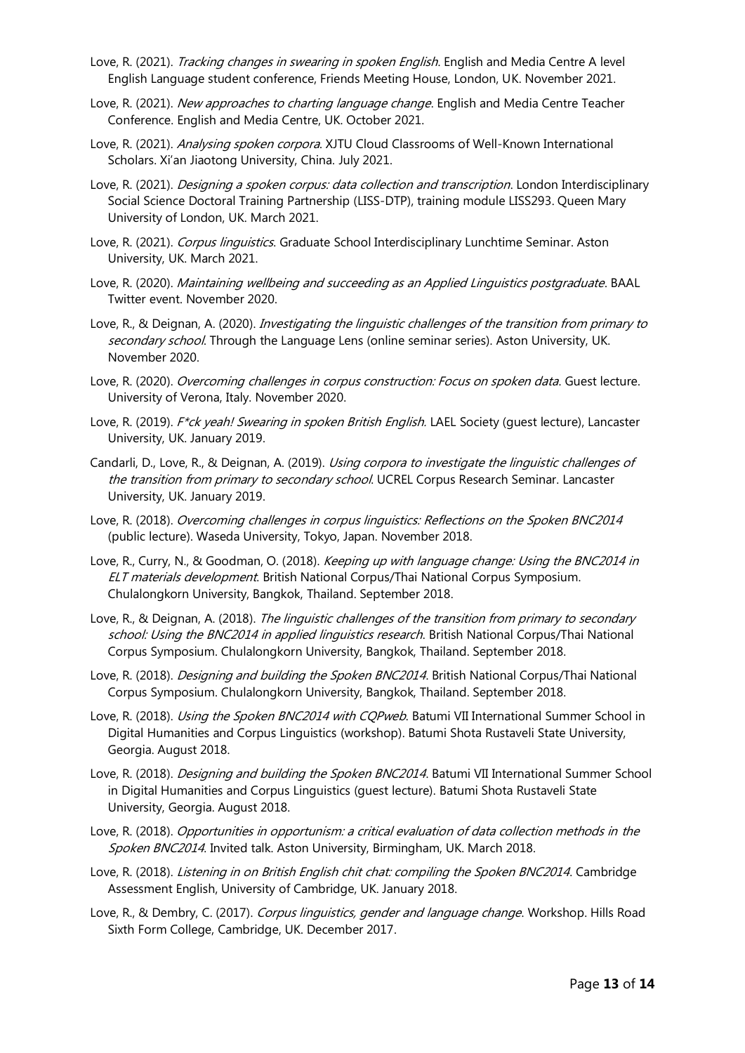Love, R. (2021). *Tracking changes in swearing in spoken English*. English and Media Centre A level English Language student conference, Friends Meeting House, London, UK. November 2021.

Love, R. (2021). *New approaches to charting language change*. English and Media Centre Teacher Conference. English and Media Centre, UK. October 2021.

Love, R. (2021). *Analysing spoken corpora*. XJTU Cloud Classrooms of Well-Known International Scholars. Xi'an Jiaotong University, China. July 2021.

Love, R. (2021). *Designing a spoken corpus: data collection and transcription*. London Interdisciplinary Social Science Doctoral Training Partnership (LISS-DTP), training module LISS293. Queen Mary University of London, UK. March 2021.

Love, R. (2021). *Corpus linguistics*. Graduate School Interdisciplinary Lunchtime Seminar. Aston University, UK. March 2021.

Love, R. (2020). *Maintaining wellbeing and succeeding as an Applied Linguistics postgraduate*. BAAL Twitter event. November 2020.

Love, R., & Deignan, A. (2020). *Investigating the linguistic challenges of the transition from primary to secondary school*. Through the Language Lens (online seminar series). Aston University, UK. November 2020.

Love, R. (2020). *Overcoming challenges in corpus construction: Focus on spoken data*. Guest lecture. University of Verona, Italy. November 2020.

Love, R. (2019). *F*ck yeah! Swearing in spoken British English.* LAEL Society (guest lecture), Lancaster University, UK. January 2019.

Candarli, D., Love, R., & Deignan, A. (2019). *Using corpora to investigate the linguistic challenges of the transition from primary to secondary school*. UCREL Corpus Research Seminar. Lancaster University, UK. January 2019.

Love, R. (2018). *Overcoming challenges in corpus linguistics: Reflections on the Spoken BNC2014* (public lecture). Waseda University, Tokyo, Japan. November 2018.

Love, R., Curry, N., & Goodman, O. (2018). *Keeping up with language change: Using the BNC2014 in ELT materials development*. British National Corpus/Thai National Corpus Symposium. Chulalongkorn University, Bangkok, Thailand. September 2018.

Love, R., & Deignan, A. (2018). *The linguistic challenges of the transition from primary to secondary school: Using the BNC2014 in applied linguistics research*. British National Corpus/Thai National Corpus Symposium. Chulalongkorn University, Bangkok, Thailand. September 2018.

Love, R. (2018). *Designing and building the Spoken BNC2014*. British National Corpus/Thai National Corpus Symposium. Chulalongkorn University, Bangkok, Thailand. September 2018.

Love, R. (2018). *Using the Spoken BNC2014 with CQPweb*. Batumi VII International Summer School in Digital Humanities and Corpus Linguistics (workshop). Batumi Shota Rustaveli State University, Georgia. August 2018.

Love, R. (2018). *Designing and building the Spoken BNC2014*. Batumi VII International Summer School in Digital Humanities and Corpus Linguistics (guest lecture). Batumi Shota Rustaveli State University, Georgia. August 2018.

Love, R. (2018). *Opportunities in opportunism: a critical evaluation of data collection methods in the Spoken BNC2014*. Invited talk. Aston University, Birmingham, UK. March 2018.

Love, R. (2018). *Listening in on British English chit chat: compiling the Spoken BNC2014*. Cambridge Assessment English, University of Cambridge, UK. January 2018.

Love, R., & Dembry, C. (2017). *Corpus linguistics, gender and language change*. Workshop. Hills Road Sixth Form College, Cambridge, UK. December 2017.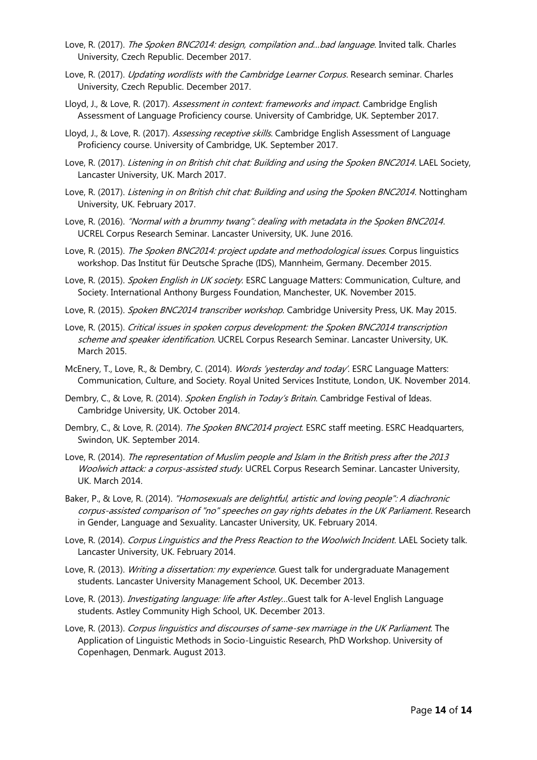Love, R. (2017). *The Spoken BNC2014: design, compilation and…bad language*. Invited talk. Charles University, Czech Republic. December 2017.

Love, R. (2017). *Updating wordlists with the Cambridge Learner Corpus*. Research seminar. Charles University, Czech Republic. December 2017.

Lloyd, J., & Love, R. (2017). *Assessment in context: frameworks and impact*. Cambridge English Assessment of Language Proficiency course. University of Cambridge, UK. September 2017.

Lloyd, J., & Love, R. (2017). *Assessing receptive skills*. Cambridge English Assessment of Language Proficiency course. University of Cambridge, UK. September 2017.

Love, R. (2017). *Listening in on British chit chat: Building and using the Spoken BNC2014*. LAEL Society, Lancaster University, UK. March 2017.

Love, R. (2017). *Listening in on British chit chat: Building and using the Spoken BNC2014*. Nottingham University, UK. February 2017.

Love, R. (2016). *"Normal with a brummy twang": dealing with metadata in the Spoken BNC2014*. UCREL Corpus Research Seminar. Lancaster University, UK. June 2016.

Love, R. (2015). *The Spoken BNC2014: project update and methodological issues*. Corpus linguistics workshop. Das Institut für Deutsche Sprache (IDS), Mannheim, Germany. December 2015.

Love, R. (2015). *Spoken English in UK society*. ESRC Language Matters: Communication, Culture, and Society. International Anthony Burgess Foundation, Manchester, UK. November 2015.

Love, R. (2015). *Spoken BNC2014 transcriber workshop*. Cambridge University Press, UK. May 2015.

Love, R. (2015). *Critical issues in spoken corpus development: the Spoken BNC2014 transcription scheme and speaker identification*. UCREL Corpus Research Seminar. Lancaster University, UK. March 2015.

McEnery, T., Love, R., & Dembry, C. (2014). *Words 'yesterday and today'*. ESRC Language Matters: Communication, Culture, and Society. Royal United Services Institute, London, UK. November 2014.

Dembry, C., & Love, R. (2014). *Spoken English in Today's Britain*. Cambridge Festival of Ideas. Cambridge University, UK. October 2014.

Dembry, C., & Love, R. (2014). *The Spoken BNC2014 project*. ESRC staff meeting. ESRC Headquarters, Swindon, UK. September 2014.

Love, R. (2014). *The representation of Muslim people and Islam in the British press after the 2013 Woolwich attack: a corpus-assisted study*. UCREL Corpus Research Seminar. Lancaster University, UK. March 2014.

Baker, P., & Love, R. (2014). *"Homosexuals are delightful, artistic and loving people": A diachronic corpus-assisted comparison of "no" speeches on gay rights debates in the UK Parliament*. Research in Gender, Language and Sexuality. Lancaster University, UK. February 2014.

Love, R. (2014). *Corpus Linguistics and the Press Reaction to the Woolwich Incident*. LAEL Society talk. Lancaster University, UK. February 2014.

Love, R. (2013). *Writing a dissertation: my experience*. Guest talk for undergraduate Management students. Lancaster University Management School, UK. December 2013.

Love, R. (2013). *Investigating language: life after Astley…*Guest talk for A-level English Language students. Astley Community High School, UK. December 2013.

Love, R. (2013). *Corpus linguistics and discourses of same-sex marriage in the UK Parliament*. The Application of Linguistic Methods in Socio-Linguistic Research, PhD Workshop. University of Copenhagen, Denmark. August 2013.